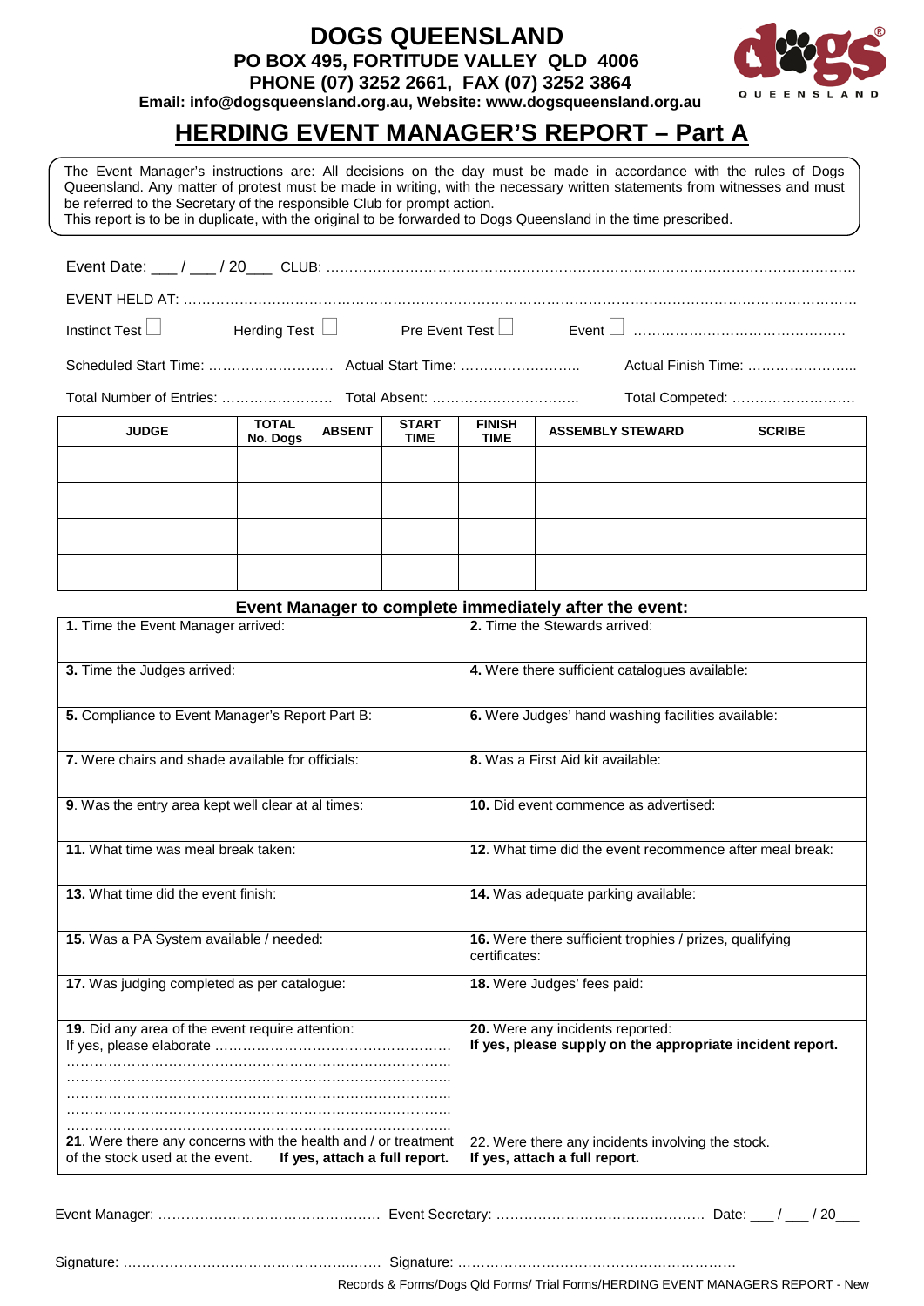# DOGS QUEENSLAND

**PO BOX 495, FORTITUDE VALLEY QLD 4006**
**PHONE (07) 3252 2661, FAX (07) 3252 3864**
**Email: info@dogsqueensland.org.au, Website: www.dogsqueensland.org.au**

## HERDING EVENT MANAGER'S REPORT – Part A

The Event Manager's instructions are: All decisions on the day must be made in accordance with the rules of Dogs Queensland. Any matter of protest must be made in writing, with the necessary written statements from witnesses and must be referred to the Secretary of the responsible Club for prompt action.
This report is to be in duplicate, with the original to be forwarded to Dogs Queensland in the time prescribed.

Event Date: ___ / ___ / 20___ CLUB: ……………………………………………………………………………………………………

EVENT HELD AT: ……………………………………………………………………………………………………………………………

Instinct Test ☐ Herding Test ☐ Pre Event Test ☐ Event ☐ ………………………………………

Scheduled Start Time: ……………………… Actual Start Time: …………………….. Actual Finish Time: …………………...

Total Number of Entries: …………………… Total Absent: ………………………….. Total Competed: ……..……………….

| JUDGE | TOTAL No. Dogs | ABSENT | START TIME | FINISH TIME | ASSEMBLY STEWARD | SCRIBE |
|---|---|---|---|---|---|---|
| | | | | | | |
| | | | | | | |
| | | | | | | |
| | | | | | | |

### Event Manager to complete immediately after the event:

| | |
|---|---|
| **1.** Time the Event Manager arrived: | **2.** Time the Stewards arrived: |
| **3.** Time the Judges arrived: | **4.** Were there sufficient catalogues available: |
| **5.** Compliance to Event Manager's Report Part B: | **6.** Were Judges' hand washing facilities available: |
| **7.** Were chairs and shade available for officials: | **8.** Was a First Aid kit available: |
| **9**. Was the entry area kept well clear at al times: | **10.** Did event commence as advertised: |
| **11.** What time was meal break taken: | **12**. What time did the event recommence after meal break: |
| **13.** What time did the event finish: | **14.** Was adequate parking available: |
| **15.** Was a PA System available / needed: | **16.** Were there sufficient trophies / prizes, qualifying certificates: |
| **17.** Was judging completed as per catalogue: | **18.** Were Judges' fees paid: |
| **19.** Did any area of the event require attention: If yes, please elaborate …………………………………………… ……………………………………………………………………… ……………………………………………………………………… ……………………………………………………………………… ……………………………………………………………………… | **20.** Were any incidents reported: **If yes, please supply on the appropriate incident report.** |
| **21**. Were there any concerns with the health and / or treatment of the stock used at the event. **If yes, attach a full report.** | 22. Were there any incidents involving the stock. **If yes, attach a full report.** |

Event Manager: ………………………………………… Event Secretary: ……………………………………… Date: ___ / ___ / 20___

Signature: ………………………………………..……… Signature: ……………………………………………………

Records & Forms/Dogs Qld Forms/ Trial Forms/HERDING EVENT MANAGERS REPORT - New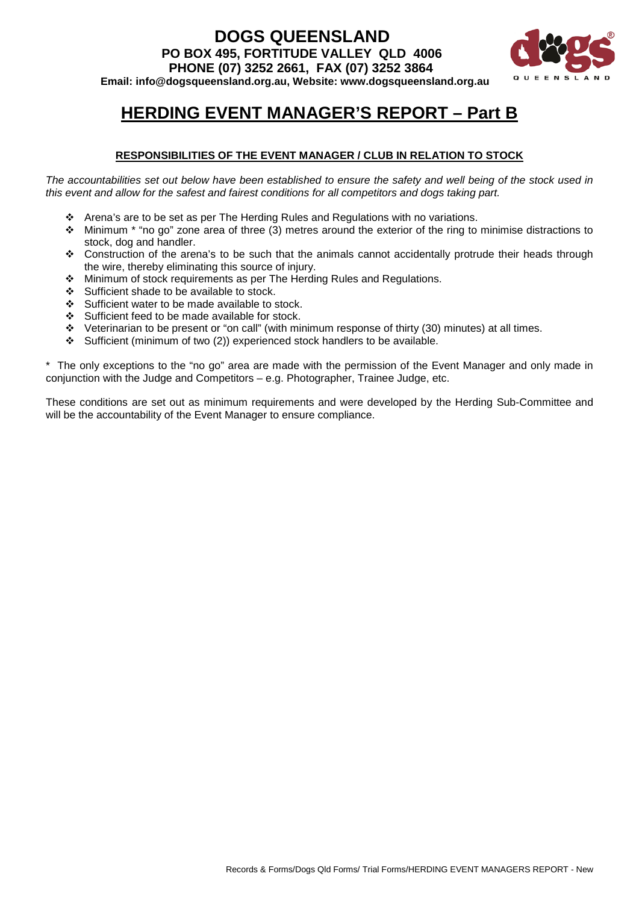# DOGS QUEENSLAND

**PO BOX 495, FORTITUDE VALLEY QLD 4006**
**PHONE (07) 3252 2661, FAX (07) 3252 3864**
**Email: info@dogsqueensland.org.au, Website: www.dogsqueensland.org.au**

## HERDING EVENT MANAGER'S REPORT – Part B

### RESPONSIBILITIES OF THE EVENT MANAGER / CLUB IN RELATION TO STOCK

*The accountabilities set out below have been established to ensure the safety and well being of the stock used in this event and allow for the safest and fairest conditions for all competitors and dogs taking part.*

- Arena's are to be set as per The Herding Rules and Regulations with no variations.
- Minimum * "no go" zone area of three (3) metres around the exterior of the ring to minimise distractions to stock, dog and handler.
- Construction of the arena's to be such that the animals cannot accidentally protrude their heads through the wire, thereby eliminating this source of injury.
- Minimum of stock requirements as per The Herding Rules and Regulations.
- Sufficient shade to be available to stock.
- Sufficient water to be made available to stock.
- Sufficient feed to be made available for stock.
- Veterinarian to be present or "on call" (with minimum response of thirty (30) minutes) at all times.
- Sufficient (minimum of two (2)) experienced stock handlers to be available.

* The only exceptions to the "no go" area are made with the permission of the Event Manager and only made in conjunction with the Judge and Competitors – e.g. Photographer, Trainee Judge, etc.

These conditions are set out as minimum requirements and were developed by the Herding Sub-Committee and will be the accountability of the Event Manager to ensure compliance.

Records & Forms/Dogs Qld Forms/ Trial Forms/HERDING EVENT MANAGERS REPORT - New